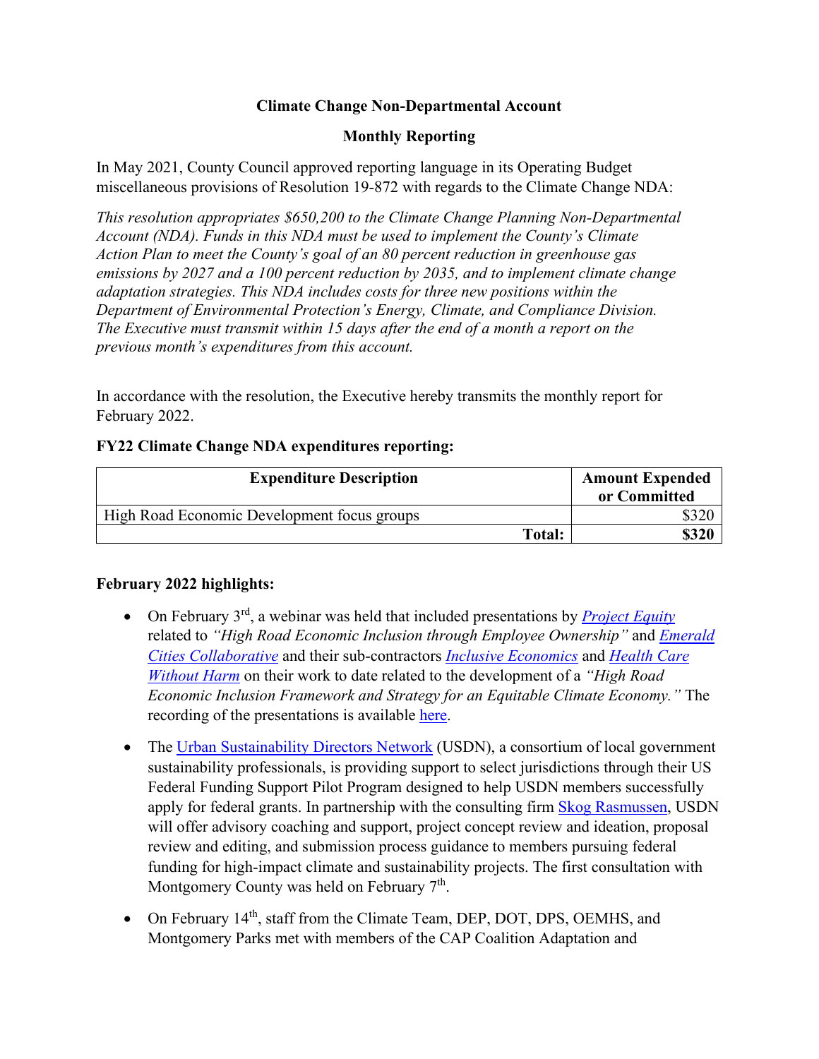**Climate Change Non-Departmental Account**

**Monthly Reporting**

In May 2021, County Council approved reporting language in its Operating Budget miscellaneous provisions of Resolution 19-872 with regards to the Climate Change NDA:

*This resolution appropriates $650,200 to the Climate Change Planning Non-Departmental Account (NDA). Funds in this NDA must be used to implement the County's Climate Action Plan to meet the County's goal of an 80 percent reduction in greenhouse gas emissions by 2027 and a 100 percent reduction by 2035, and to implement climate change adaptation strategies. This NDA includes costs for three new positions within the Department of Environmental Protection's Energy, Climate, and Compliance Division. The Executive must transmit within 15 days after the end of a month a report on the previous month's expenditures from this account.*

In accordance with the resolution, the Executive hereby transmits the monthly report for February 2022.

**FY22 Climate Change NDA expenditures reporting:**

| Expenditure Description | Amount Expended or Committed |
|---|---|
| High Road Economic Development focus groups | $320 |
| **Total:** | **$320** |

**February 2022 highlights:**

- On February 3rd, a webinar was held that included presentations by *Project Equity* related to *"High Road Economic Inclusion through Employee Ownership"* and *Emerald Cities Collaborative* and their sub-contractors *Inclusive Economics* and *Health Care Without Harm* on their work to date related to the development of a *"High Road Economic Inclusion Framework and Strategy for an Equitable Climate Economy."* The recording of the presentations is available here.

- The Urban Sustainability Directors Network (USDN), a consortium of local government sustainability professionals, is providing support to select jurisdictions through their US Federal Funding Support Pilot Program designed to help USDN members successfully apply for federal grants. In partnership with the consulting firm Skog Rasmussen, USDN will offer advisory coaching and support, project concept review and ideation, proposal review and editing, and submission process guidance to members pursuing federal funding for high-impact climate and sustainability projects. The first consultation with Montgomery County was held on February 7th.

- On February 14th, staff from the Climate Team, DEP, DOT, DPS, OEMHS, and Montgomery Parks met with members of the CAP Coalition Adaptation and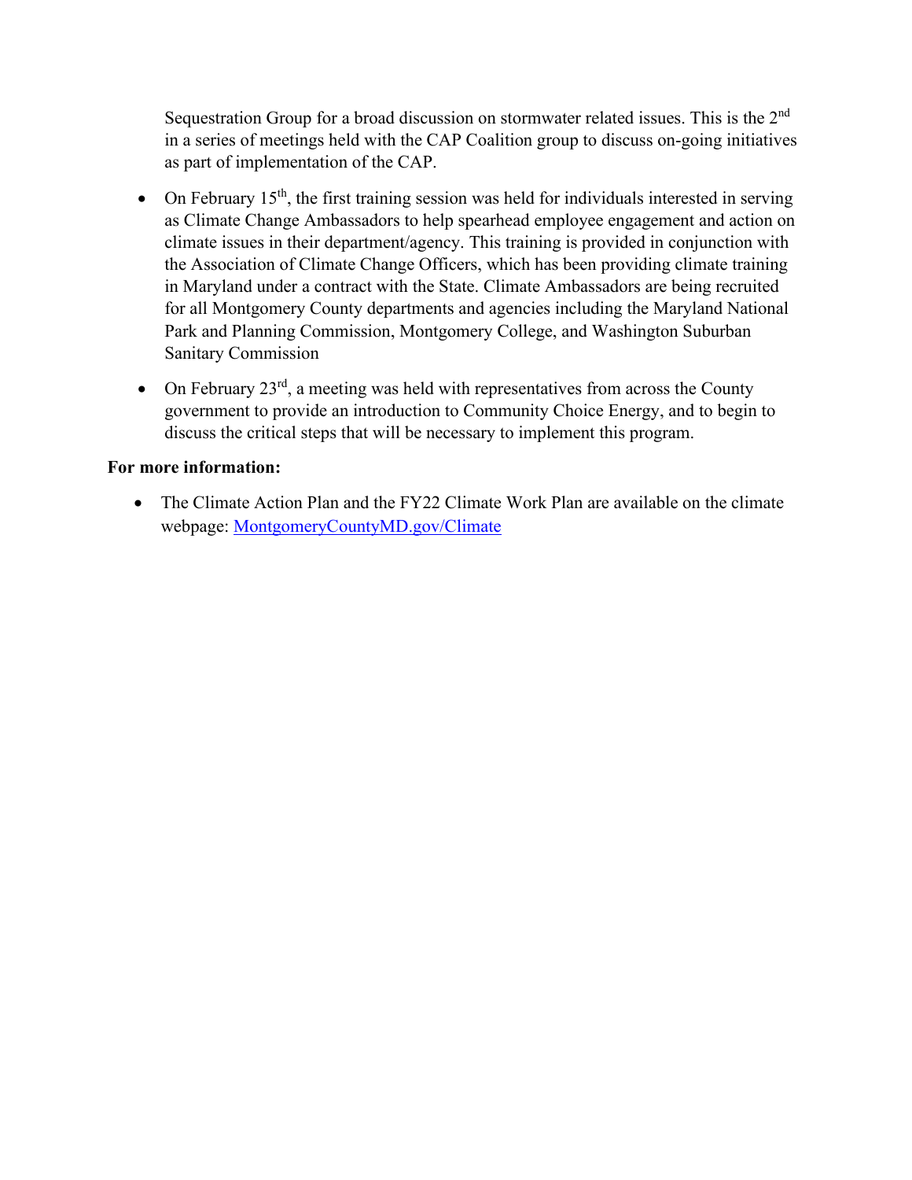Sequestration Group for a broad discussion on stormwater related issues. This is the 2nd in a series of meetings held with the CAP Coalition group to discuss on-going initiatives as part of implementation of the CAP.

- On February 15th, the first training session was held for individuals interested in serving as Climate Change Ambassadors to help spearhead employee engagement and action on climate issues in their department/agency. This training is provided in conjunction with the Association of Climate Change Officers, which has been providing climate training in Maryland under a contract with the State. Climate Ambassadors are being recruited for all Montgomery County departments and agencies including the Maryland National Park and Planning Commission, Montgomery College, and Washington Suburban Sanitary Commission
- On February 23rd, a meeting was held with representatives from across the County government to provide an introduction to Community Choice Energy, and to begin to discuss the critical steps that will be necessary to implement this program.

**For more information:**

- The Climate Action Plan and the FY22 Climate Work Plan are available on the climate webpage: [MontgomeryCountyMD.gov/Climate](MontgomeryCountyMD.gov/Climate)